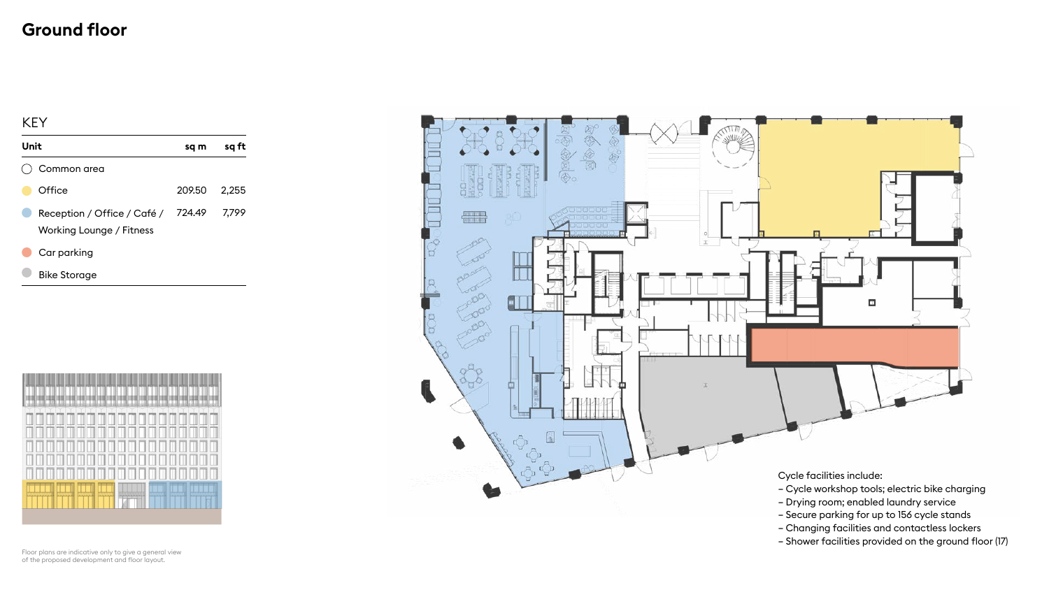# Ground floor

KEY

| Unit | sq m | sq ft |
|---|---|---|
| Common area | | |
| Office | 209.50 | 2,255 |
| Reception / Office / Café / Working Lounge / Fitness | 724.49 | 7,799 |
| Car parking | | |
| Bike Storage | | |

Cycle facilities include:

- Cycle workshop tools; electric bike charging
- Drying room; enabled laundry service
- Secure parking for up to 156 cycle stands
- Changing facilities and contactless lockers
- Shower facilities provided on the ground floor (17)

Floor plans are indicative only to give a general view of the proposed development and floor layout.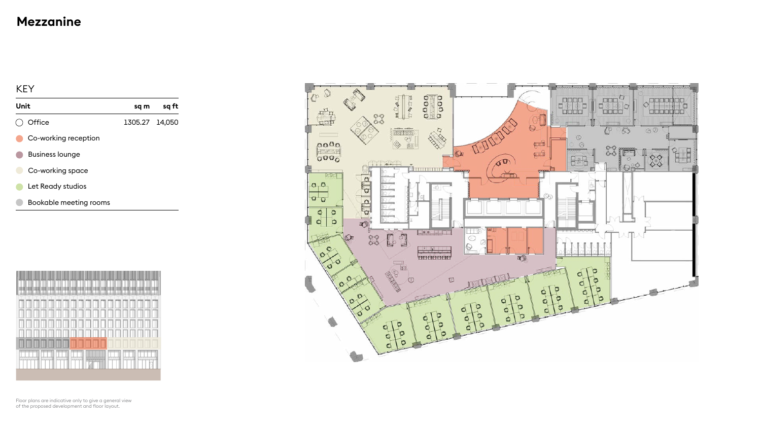# Mezzanine

## KEY

| Unit | sq m | sq ft |
|---|---|---|
| Office | 1305.27 | 14,050 |
| Co-working reception | | |
| Business lounge | | |
| Co-working space | | |
| Let Ready studios | | |
| Bookable meeting rooms | | |

Floor plans are indicative only to give a general view of the proposed development and floor layout.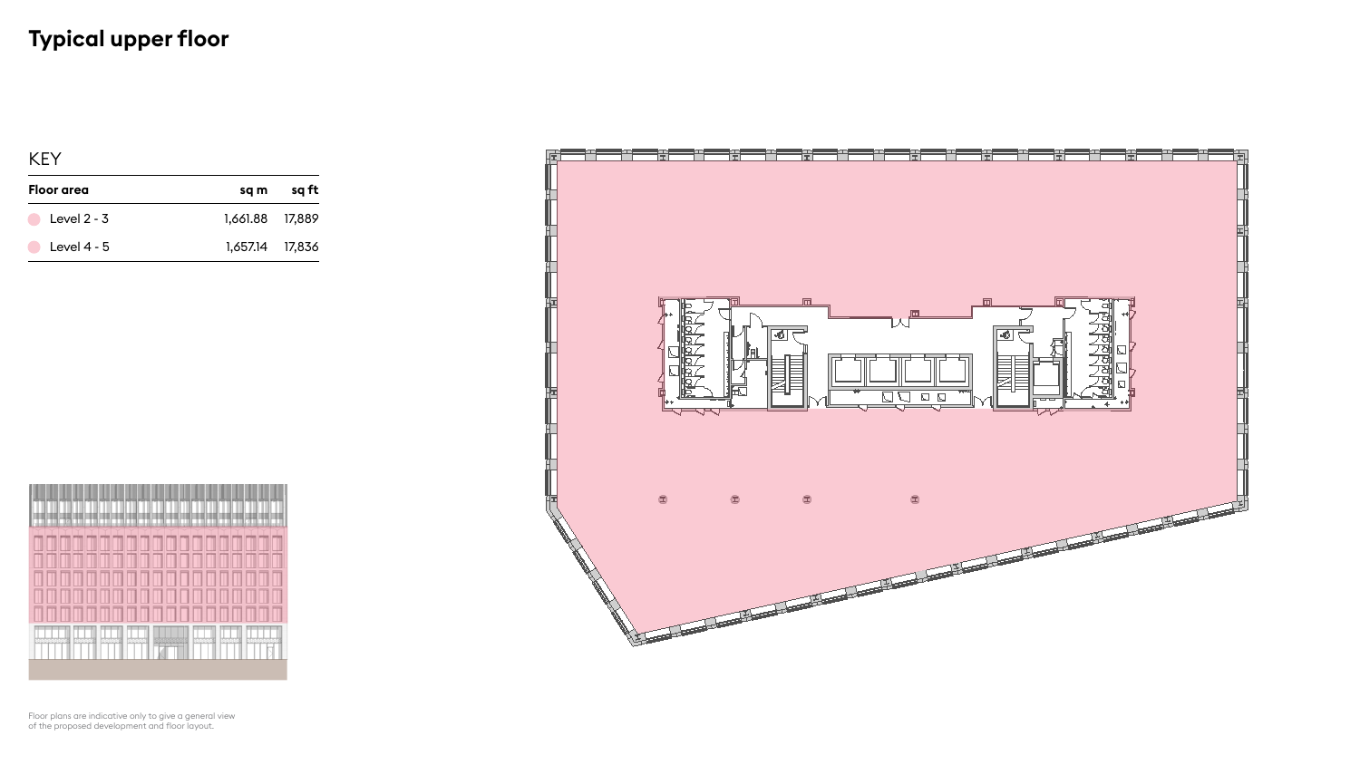# Typical upper floor

KEY

| Floor area | sq m | sq ft |
|---|---|---|
| Level 2 - 3 | 1,661.88 | 17,889 |
| Level 4 - 5 | 1,657.14 | 17,836 |

Floor plans are indicative only to give a general view of the proposed development and floor layout.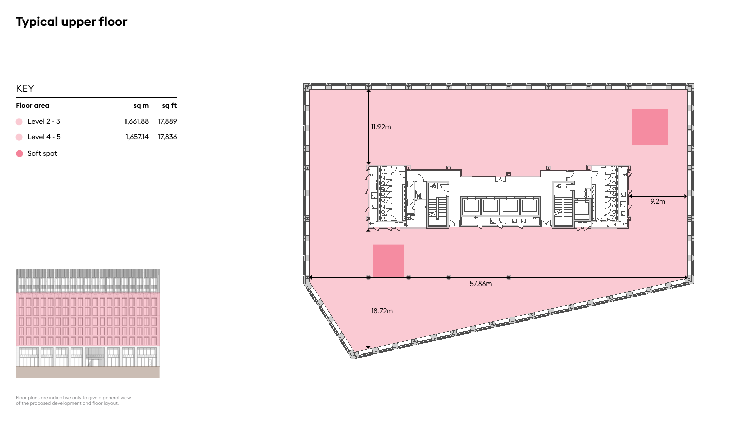# Typical upper floor

KEY

| Floor area | sq m | sq ft |
| --- | --- | --- |
| Level 2 - 3 | 1,661.88 | 17,889 |
| Level 4 - 5 | 1,657.14 | 17,836 |
| Soft spot | | |

11.92m

9.2m

57.86m

18.72m

Floor plans are indicative only to give a general view of the proposed development and floor layout.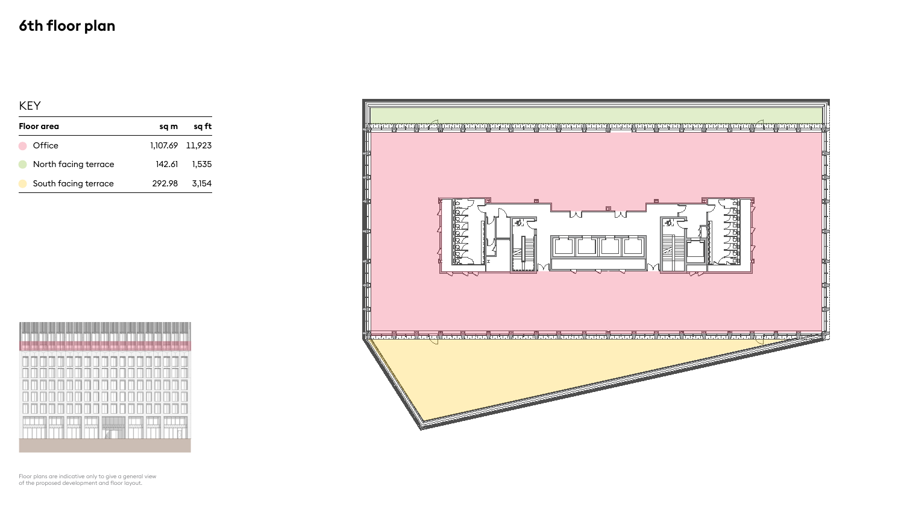# 6th floor plan

## KEY

| Floor area | sq m | sq ft |
| --- | --- | --- |
| Office | 1,107.69 | 11,923 |
| North facing terrace | 142.61 | 1,535 |
| South facing terrace | 292.98 | 3,154 |

Floor plans are indicative only to give a general view of the proposed development and floor layout.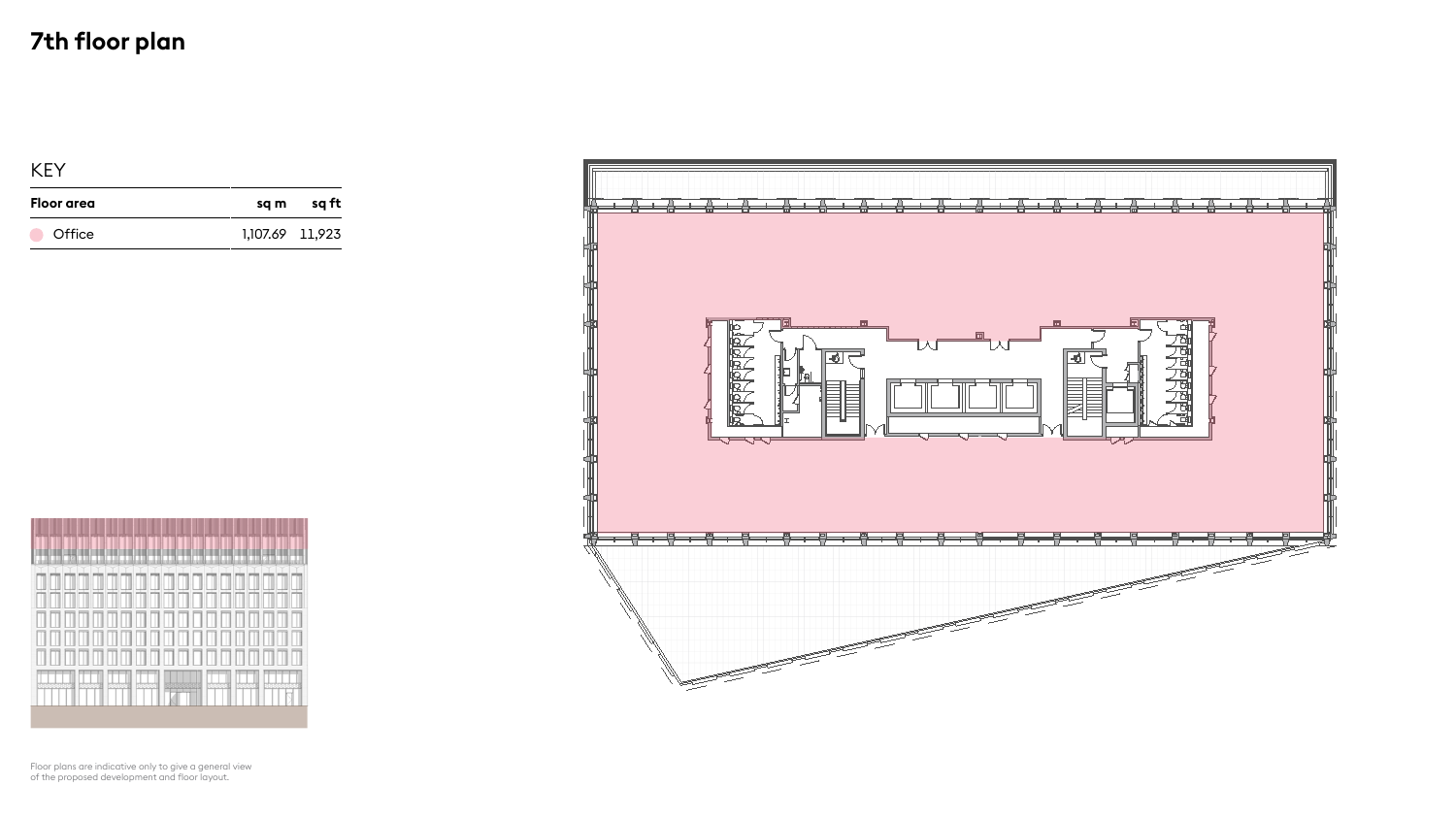# 7th floor plan

KEY

| Floor area | sq m | sq ft |
|---|---|---|
| Office | 1,107.69 | 11,923 |

Floor plans are indicative only to give a general view of the proposed development and floor layout.